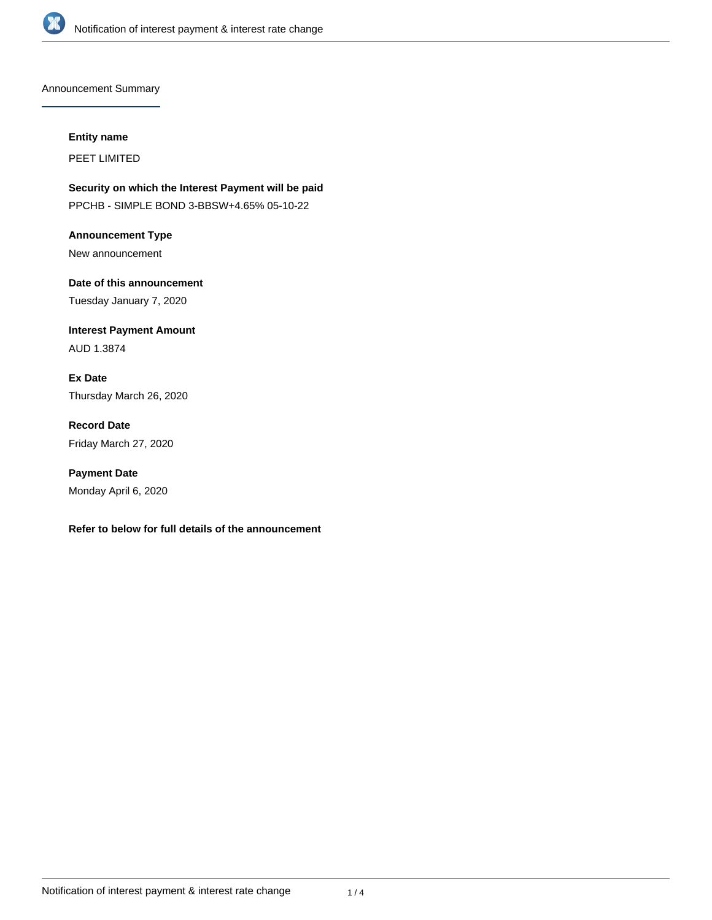## Announcement Summary

**Entity name**

PEET LIMITED

**Security on which the Interest Payment will be paid**

PPCHB - SIMPLE BOND 3-BBSW+4.65% 05-10-22

**Announcement Type**

New announcement

**Date of this announcement**

Tuesday January 7, 2020

**Interest Payment Amount**

AUD 1.3874

**Ex Date**

Thursday March 26, 2020

**Record Date**

Friday March 27, 2020

**Payment Date**

Monday April 6, 2020

**Refer to below for full details of the announcement**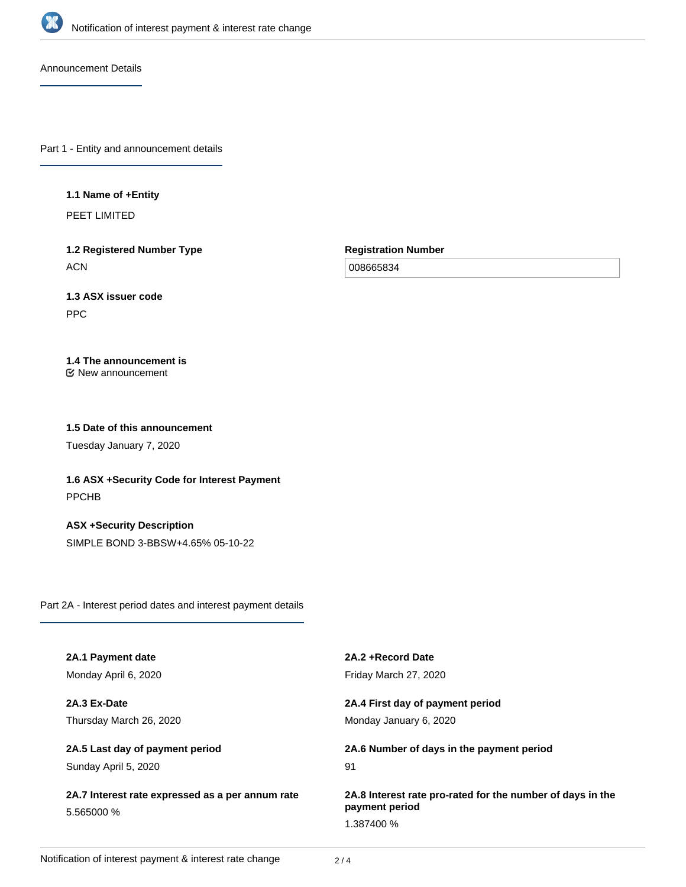## Announcement Details

### Part 1 - Entity and announcement details

**1.1 Name of +Entity**

PEET LIMITED

**1.2 Registered Number Type**

ACN

**Registration Number**

008665834

**1.3 ASX issuer code**

PPC

**1.4 The announcement is**

☑ New announcement

**1.5 Date of this announcement**

Tuesday January 7, 2020

**1.6 ASX +Security Code for Interest Payment**

PPCHB

**ASX +Security Description**

SIMPLE BOND 3-BBSW+4.65% 05-10-22

### Part 2A - Interest period dates and interest payment details

**2A.1 Payment date**

Monday April 6, 2020

**2A.2 +Record Date**

Friday March 27, 2020

**2A.3 Ex-Date**

Thursday March 26, 2020

**2A.4 First day of payment period**

Monday January 6, 2020

**2A.5 Last day of payment period**

Sunday April 5, 2020

**2A.6 Number of days in the payment period**

91

**2A.7 Interest rate expressed as a per annum rate**

5.565000 %

**2A.8 Interest rate pro-rated for the number of days in the payment period**

1.387400 %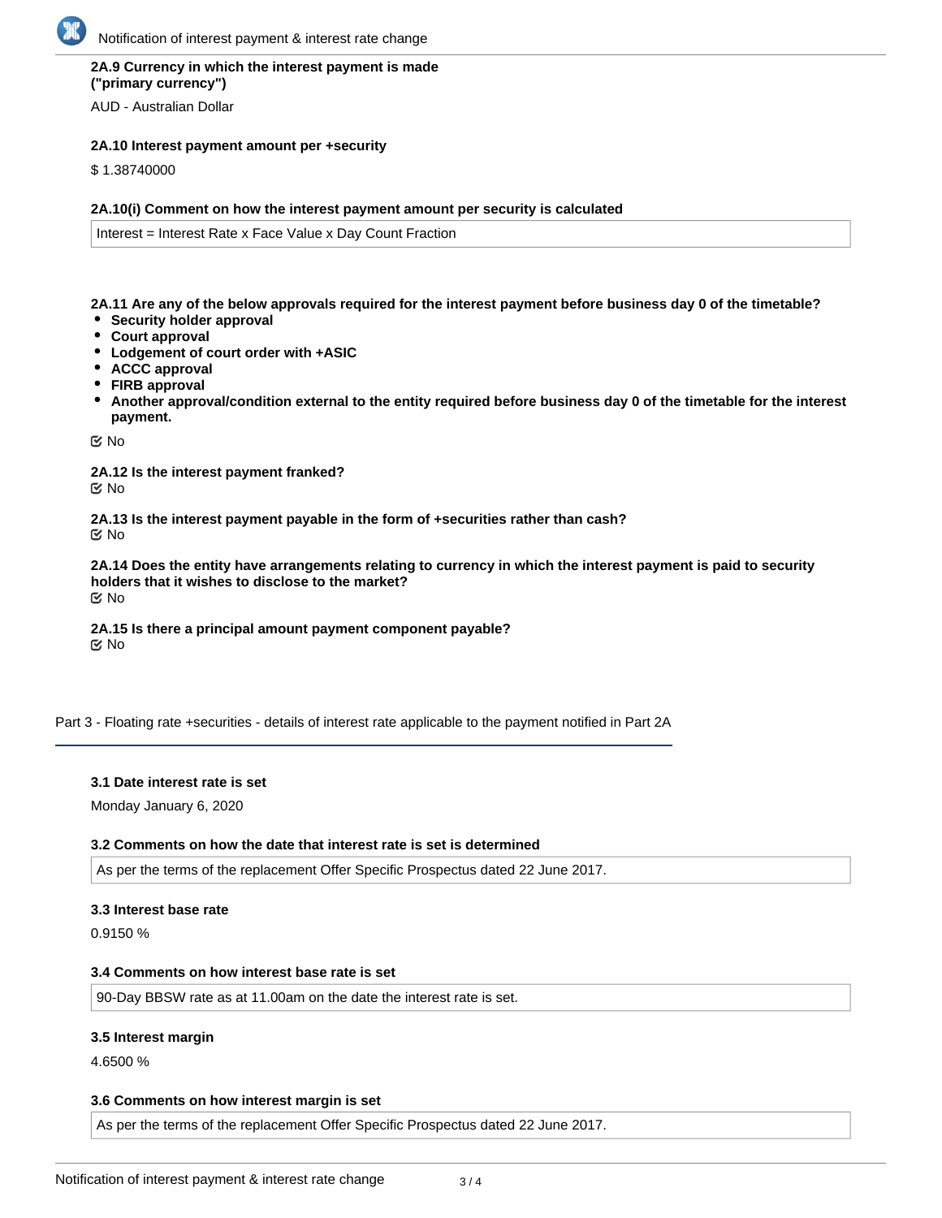**2A.9 Currency in which the interest payment is made ("primary currency")**

AUD - Australian Dollar

**2A.10 Interest payment amount per +security**

$ 1.38740000

**2A.10(i) Comment on how the interest payment amount per security is calculated**

Interest = Interest Rate x Face Value x Day Count Fraction

**2A.11 Are any of the below approvals required for the interest payment before business day 0 of the timetable?**

- **Security holder approval**
- **Court approval**
- **Lodgement of court order with +ASIC**
- **ACCC approval**
- **FIRB approval**
- **Another approval/condition external to the entity required before business day 0 of the timetable for the interest payment.**

No

**2A.12 Is the interest payment franked?**

No

**2A.13 Is the interest payment payable in the form of +securities rather than cash?**

No

**2A.14 Does the entity have arrangements relating to currency in which the interest payment is paid to security holders that it wishes to disclose to the market?**

No

**2A.15 Is there a principal amount payment component payable?**

No

## Part 3 - Floating rate +securities - details of interest rate applicable to the payment notified in Part 2A

**3.1 Date interest rate is set**

Monday January 6, 2020

**3.2 Comments on how the date that interest rate is set is determined**

As per the terms of the replacement Offer Specific Prospectus dated 22 June 2017.

**3.3 Interest base rate**

0.9150 %

**3.4 Comments on how interest base rate is set**

90-Day BBSW rate as at 11.00am on the date the interest rate is set.

**3.5 Interest margin**

4.6500 %

**3.6 Comments on how interest margin is set**

As per the terms of the replacement Offer Specific Prospectus dated 22 June 2017.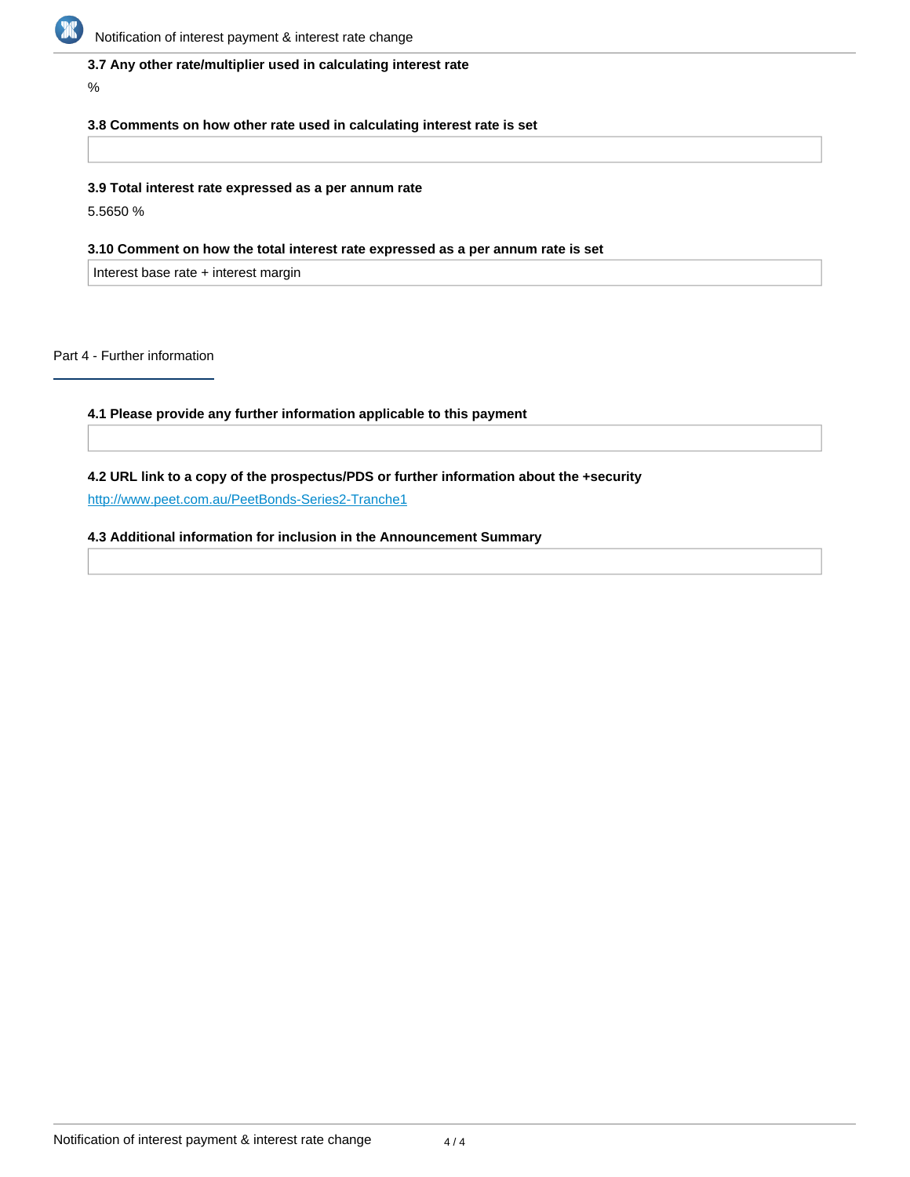**3.7 Any other rate/multiplier used in calculating interest rate**

%

**3.8 Comments on how other rate used in calculating interest rate is set**

**3.9 Total interest rate expressed as a per annum rate**

5.5650 %

**3.10 Comment on how the total interest rate expressed as a per annum rate is set**

Interest base rate + interest margin

## Part 4 - Further information

**4.1 Please provide any further information applicable to this payment**

**4.2 URL link to a copy of the prospectus/PDS or further information about the +security**

http://www.peet.com.au/PeetBonds-Series2-Tranche1

**4.3 Additional information for inclusion in the Announcement Summary**